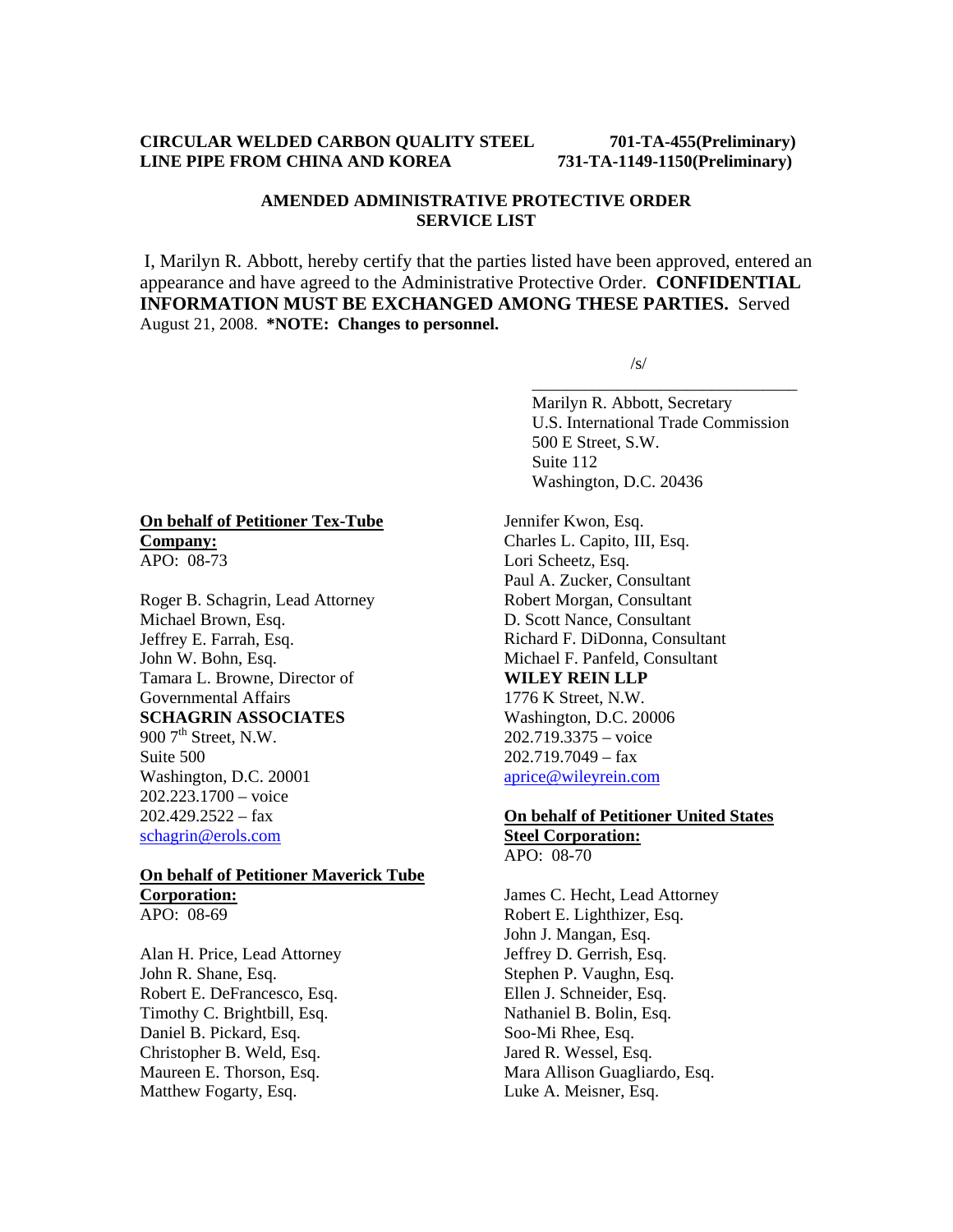**CIRCULAR WELDED CARBON QUALITY STEEL LINE PIPE FROM CHINA AND KOREA**

**701-TA-455(Preliminary)**
**731-TA-1149-1150(Preliminary)**

## AMENDED ADMINISTRATIVE PROTECTIVE ORDER SERVICE LIST

I, Marilyn R. Abbott, hereby certify that the parties listed have been approved, entered an appearance and have agreed to the Administrative Protective Order. **CONFIDENTIAL INFORMATION MUST BE EXCHANGED AMONG THESE PARTIES.** Served August 21, 2008. **\*NOTE: Changes to personnel.**

/s/
\_\_\_\_\_\_\_\_\_\_\_\_\_\_\_\_\_\_\_\_\_\_\_\_\_\_\_\_\_\_\_\_
Marilyn R. Abbott, Secretary
U.S. International Trade Commission
500 E Street, S.W.
Suite 112
Washington, D.C. 20436

**On behalf of Petitioner Tex-Tube Company:**
APO: 08-73

Roger B. Schagrin, Lead Attorney
Michael Brown, Esq.
Jeffrey E. Farrah, Esq.
John W. Bohn, Esq.
Tamara L. Browne, Director of Governmental Affairs
**SCHAGRIN ASSOCIATES**
900 7th Street, N.W.
Suite 500
Washington, D.C. 20001
202.223.1700 – voice
202.429.2522 – fax
schagrin@erols.com

**On behalf of Petitioner Maverick Tube Corporation:**
APO: 08-69

Alan H. Price, Lead Attorney
John R. Shane, Esq.
Robert E. DeFrancesco, Esq.
Timothy C. Brightbill, Esq.
Daniel B. Pickard, Esq.
Christopher B. Weld, Esq.
Maureen E. Thorson, Esq.
Matthew Fogarty, Esq.
Jennifer Kwon, Esq.
Charles L. Capito, III, Esq.
Lori Scheetz, Esq.
Paul A. Zucker, Consultant
Robert Morgan, Consultant
D. Scott Nance, Consultant
Richard F. DiDonna, Consultant
Michael F. Panfeld, Consultant
**WILEY REIN LLP**
1776 K Street, N.W.
Washington, D.C. 20006
202.719.3375 – voice
202.719.7049 – fax
aprice@wileyrein.com

**On behalf of Petitioner United States Steel Corporation:**
APO: 08-70

James C. Hecht, Lead Attorney
Robert E. Lighthizer, Esq.
John J. Mangan, Esq.
Jeffrey D. Gerrish, Esq.
Stephen P. Vaughn, Esq.
Ellen J. Schneider, Esq.
Nathaniel B. Bolin, Esq.
Soo-Mi Rhee, Esq.
Jared R. Wessel, Esq.
Mara Allison Guagliardo, Esq.
Luke A. Meisner, Esq.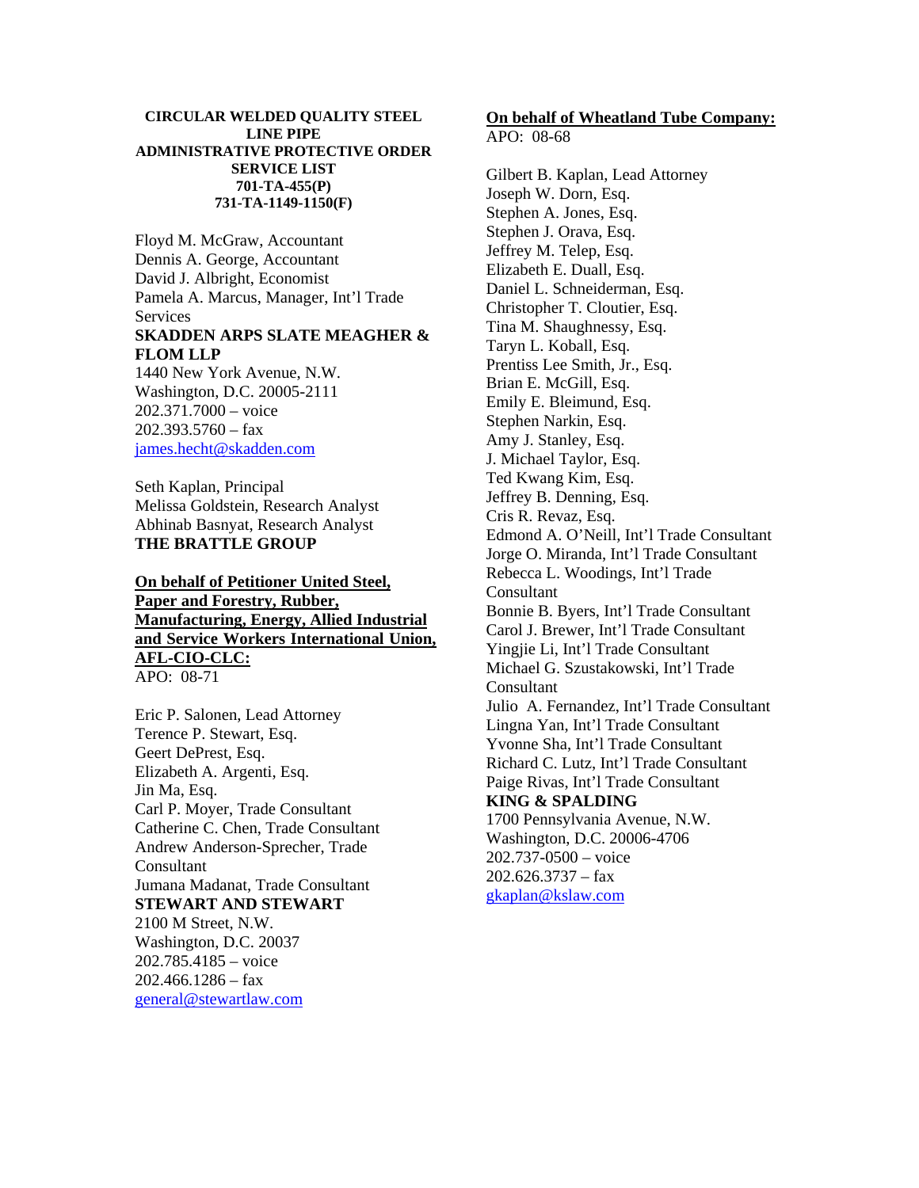**CIRCULAR WELDED QUALITY STEEL LINE PIPE**
**ADMINISTRATIVE PROTECTIVE ORDER SERVICE LIST**
**701-TA-455(P)**
**731-TA-1149-1150(F)**

Floyd M. McGraw, Accountant
Dennis A. George, Accountant
David J. Albright, Economist
Pamela A. Marcus, Manager, Int'l Trade Services
**SKADDEN ARPS SLATE MEAGHER & FLOM LLP**
1440 New York Avenue, N.W.
Washington, D.C. 20005-2111
202.371.7000 – voice
202.393.5760 – fax
james.hecht@skadden.com

Seth Kaplan, Principal
Melissa Goldstein, Research Analyst
Abhinab Basnyat, Research Analyst
**THE BRATTLE GROUP**

**On behalf of Petitioner United Steel, Paper and Forestry, Rubber, Manufacturing, Energy, Allied Industrial and Service Workers International Union, AFL-CIO-CLC:**
APO: 08-71

Eric P. Salonen, Lead Attorney
Terence P. Stewart, Esq.
Geert DePrest, Esq.
Elizabeth A. Argenti, Esq.
Jin Ma, Esq.
Carl P. Moyer, Trade Consultant
Catherine C. Chen, Trade Consultant
Andrew Anderson-Sprecher, Trade Consultant
Jumana Madanat, Trade Consultant
**STEWART AND STEWART**
2100 M Street, N.W.
Washington, D.C. 20037
202.785.4185 – voice
202.466.1286 – fax
general@stewartlaw.com

**On behalf of Wheatland Tube Company:**
APO: 08-68

Gilbert B. Kaplan, Lead Attorney
Joseph W. Dorn, Esq.
Stephen A. Jones, Esq.
Stephen J. Orava, Esq.
Jeffrey M. Telep, Esq.
Elizabeth E. Duall, Esq.
Daniel L. Schneiderman, Esq.
Christopher T. Cloutier, Esq.
Tina M. Shaughnessy, Esq.
Taryn L. Koball, Esq.
Prentiss Lee Smith, Jr., Esq.
Brian E. McGill, Esq.
Emily E. Bleimund, Esq.
Stephen Narkin, Esq.
Amy J. Stanley, Esq.
J. Michael Taylor, Esq.
Ted Kwang Kim, Esq.
Jeffrey B. Denning, Esq.
Cris R. Revaz, Esq.
Edmond A. O'Neill, Int'l Trade Consultant
Jorge O. Miranda, Int'l Trade Consultant
Rebecca L. Woodings, Int'l Trade Consultant
Bonnie B. Byers, Int'l Trade Consultant
Carol J. Brewer, Int'l Trade Consultant
Yingjie Li, Int'l Trade Consultant
Michael G. Szustakowski, Int'l Trade Consultant
Julio A. Fernandez, Int'l Trade Consultant
Lingna Yan, Int'l Trade Consultant
Yvonne Sha, Int'l Trade Consultant
Richard C. Lutz, Int'l Trade Consultant
Paige Rivas, Int'l Trade Consultant
**KING & SPALDING**
1700 Pennsylvania Avenue, N.W.
Washington, D.C. 20006-4706
202.737-0500 – voice
202.626.3737 – fax
gkaplan@kslaw.com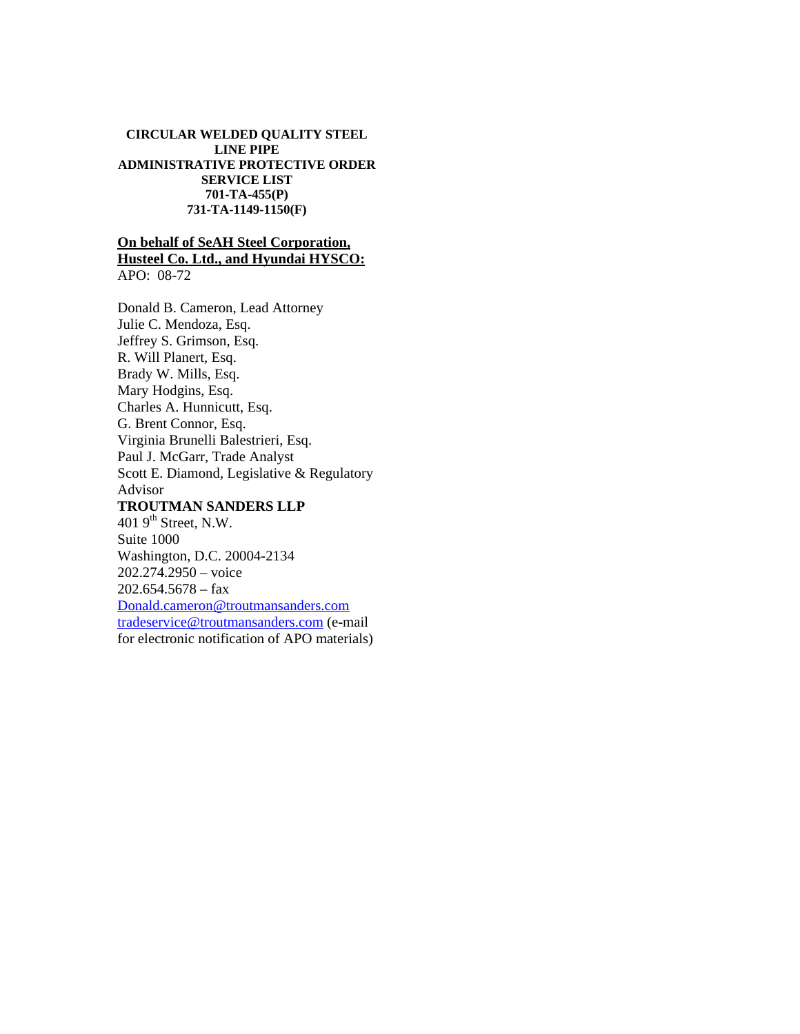**CIRCULAR WELDED QUALITY STEEL LINE PIPE ADMINISTRATIVE PROTECTIVE ORDER SERVICE LIST 701-TA-455(P) 731-TA-1149-1150(F)**

**On behalf of SeAH Steel Corporation, Husteel Co. Ltd., and Hyundai HYSCO:**
APO: 08-72

Donald B. Cameron, Lead Attorney
Julie C. Mendoza, Esq.
Jeffrey S. Grimson, Esq.
R. Will Planert, Esq.
Brady W. Mills, Esq.
Mary Hodgins, Esq.
Charles A. Hunnicutt, Esq.
G. Brent Connor, Esq.
Virginia Brunelli Balestrieri, Esq.
Paul J. McGarr, Trade Analyst
Scott E. Diamond, Legislative & Regulatory Advisor
**TROUTMAN SANDERS LLP**
401 9th Street, N.W.
Suite 1000
Washington, D.C. 20004-2134
202.274.2950 – voice
202.654.5678 – fax
Donald.cameron@troutmansanders.com
tradeservice@troutmansanders.com (e-mail for electronic notification of APO materials)